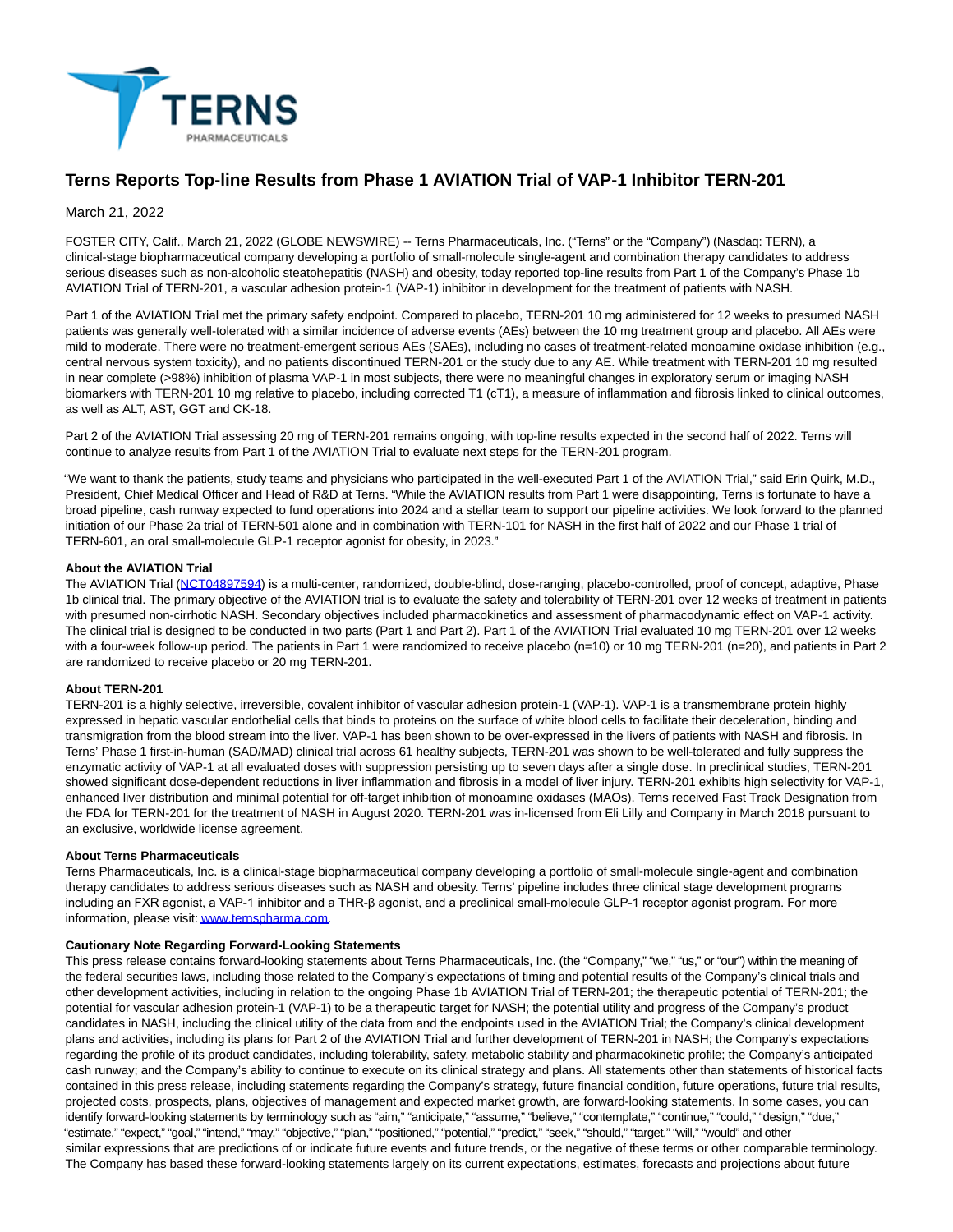# Terns Reports Top-line Results from Phase 1 AVIATION Trial of VAP-1 Inhibitor TERN-201

March 21, 2022

FOSTER CITY, Calif., March 21, 2022 (GLOBE NEWSWIRE) -- Terns Pharmaceuticals, Inc. ("Terns" or the "Company") (Nasdaq: TERN), a clinical-stage biopharmaceutical company developing a portfolio of small-molecule single-agent and combination therapy candidates to address serious diseases such as non-alcoholic steatohepatitis (NASH) and obesity, today reported top-line results from Part 1 of the Company's Phase 1b AVIATION Trial of TERN-201, a vascular adhesion protein-1 (VAP-1) inhibitor in development for the treatment of patients with NASH.

Part 1 of the AVIATION Trial met the primary safety endpoint. Compared to placebo, TERN-201 10 mg administered for 12 weeks to presumed NASH patients was generally well-tolerated with a similar incidence of adverse events (AEs) between the 10 mg treatment group and placebo. All AEs were mild to moderate. There were no treatment-emergent serious AEs (SAEs), including no cases of treatment-related monoamine oxidase inhibition (e.g., central nervous system toxicity), and no patients discontinued TERN-201 or the study due to any AE. While treatment with TERN-201 10 mg resulted in near complete (>98%) inhibition of plasma VAP-1 in most subjects, there were no meaningful changes in exploratory serum or imaging NASH biomarkers with TERN-201 10 mg relative to placebo, including corrected T1 (cT1), a measure of inflammation and fibrosis linked to clinical outcomes, as well as ALT, AST, GGT and CK-18.

Part 2 of the AVIATION Trial assessing 20 mg of TERN-201 remains ongoing, with top-line results expected in the second half of 2022. Terns will continue to analyze results from Part 1 of the AVIATION Trial to evaluate next steps for the TERN-201 program.

"We want to thank the patients, study teams and physicians who participated in the well-executed Part 1 of the AVIATION Trial," said Erin Quirk, M.D., President, Chief Medical Officer and Head of R&D at Terns. "While the AVIATION results from Part 1 were disappointing, Terns is fortunate to have a broad pipeline, cash runway expected to fund operations into 2024 and a stellar team to support our pipeline activities. We look forward to the planned initiation of our Phase 2a trial of TERN-501 alone and in combination with TERN-101 for NASH in the first half of 2022 and our Phase 1 trial of TERN-601, an oral small-molecule GLP-1 receptor agonist for obesity, in 2023."

**About the AVIATION Trial**

The AVIATION Trial (NCT04897594) is a multi-center, randomized, double-blind, dose-ranging, placebo-controlled, proof of concept, adaptive, Phase 1b clinical trial. The primary objective of the AVIATION trial is to evaluate the safety and tolerability of TERN-201 over 12 weeks of treatment in patients with presumed non-cirrhotic NASH. Secondary objectives included pharmacokinetics and assessment of pharmacodynamic effect on VAP-1 activity. The clinical trial is designed to be conducted in two parts (Part 1 and Part 2). Part 1 of the AVIATION Trial evaluated 10 mg TERN-201 over 12 weeks with a four-week follow-up period. The patients in Part 1 were randomized to receive placebo (n=10) or 10 mg TERN-201 (n=20), and patients in Part 2 are randomized to receive placebo or 20 mg TERN-201.

**About TERN-201**

TERN-201 is a highly selective, irreversible, covalent inhibitor of vascular adhesion protein-1 (VAP-1). VAP-1 is a transmembrane protein highly expressed in hepatic vascular endothelial cells that binds to proteins on the surface of white blood cells to facilitate their deceleration, binding and transmigration from the blood stream into the liver. VAP-1 has been shown to be over-expressed in the livers of patients with NASH and fibrosis. In Terns' Phase 1 first-in-human (SAD/MAD) clinical trial across 61 healthy subjects, TERN-201 was shown to be well-tolerated and fully suppress the enzymatic activity of VAP-1 at all evaluated doses with suppression persisting up to seven days after a single dose. In preclinical studies, TERN-201 showed significant dose-dependent reductions in liver inflammation and fibrosis in a model of liver injury. TERN-201 exhibits high selectivity for VAP-1, enhanced liver distribution and minimal potential for off-target inhibition of monoamine oxidases (MAOs). Terns received Fast Track Designation from the FDA for TERN-201 for the treatment of NASH in August 2020. TERN-201 was in-licensed from Eli Lilly and Company in March 2018 pursuant to an exclusive, worldwide license agreement.

**About Terns Pharmaceuticals**

Terns Pharmaceuticals, Inc. is a clinical-stage biopharmaceutical company developing a portfolio of small-molecule single-agent and combination therapy candidates to address serious diseases such as NASH and obesity. Terns' pipeline includes three clinical stage development programs including an FXR agonist, a VAP-1 inhibitor and a THR-β agonist, and a preclinical small-molecule GLP-1 receptor agonist program. For more information, please visit: www.ternspharma.com.

**Cautionary Note Regarding Forward-Looking Statements**

This press release contains forward-looking statements about Terns Pharmaceuticals, Inc. (the "Company," "we," "us," or "our") within the meaning of the federal securities laws, including those related to the Company's expectations of timing and potential results of the Company's clinical trials and other development activities, including in relation to the ongoing Phase 1b AVIATION Trial of TERN-201; the therapeutic potential of TERN-201; the potential for vascular adhesion protein-1 (VAP-1) to be a therapeutic target for NASH; the potential utility and progress of the Company's product candidates in NASH, including the clinical utility of the data from and the endpoints used in the AVIATION Trial; the Company's clinical development plans and activities, including its plans for Part 2 of the AVIATION Trial and further development of TERN-201 in NASH; the Company's expectations regarding the profile of its product candidates, including tolerability, safety, metabolic stability and pharmacokinetic profile; the Company's anticipated cash runway; and the Company's ability to continue to execute on its clinical strategy and plans. All statements other than statements of historical facts contained in this press release, including statements regarding the Company's strategy, future financial condition, future operations, future trial results, projected costs, prospects, plans, objectives of management and expected market growth, are forward-looking statements. In some cases, you can identify forward-looking statements by terminology such as "aim," "anticipate," "assume," "believe," "contemplate," "continue," "could," "design," "due," "estimate," "expect," "goal," "intend," "may," "objective," "plan," "positioned," "potential," "predict," "seek," "should," "target," "will," "would" and other similar expressions that are predictions of or indicate future events and future trends, or the negative of these terms or other comparable terminology. The Company has based these forward-looking statements largely on its current expectations, estimates, forecasts and projections about future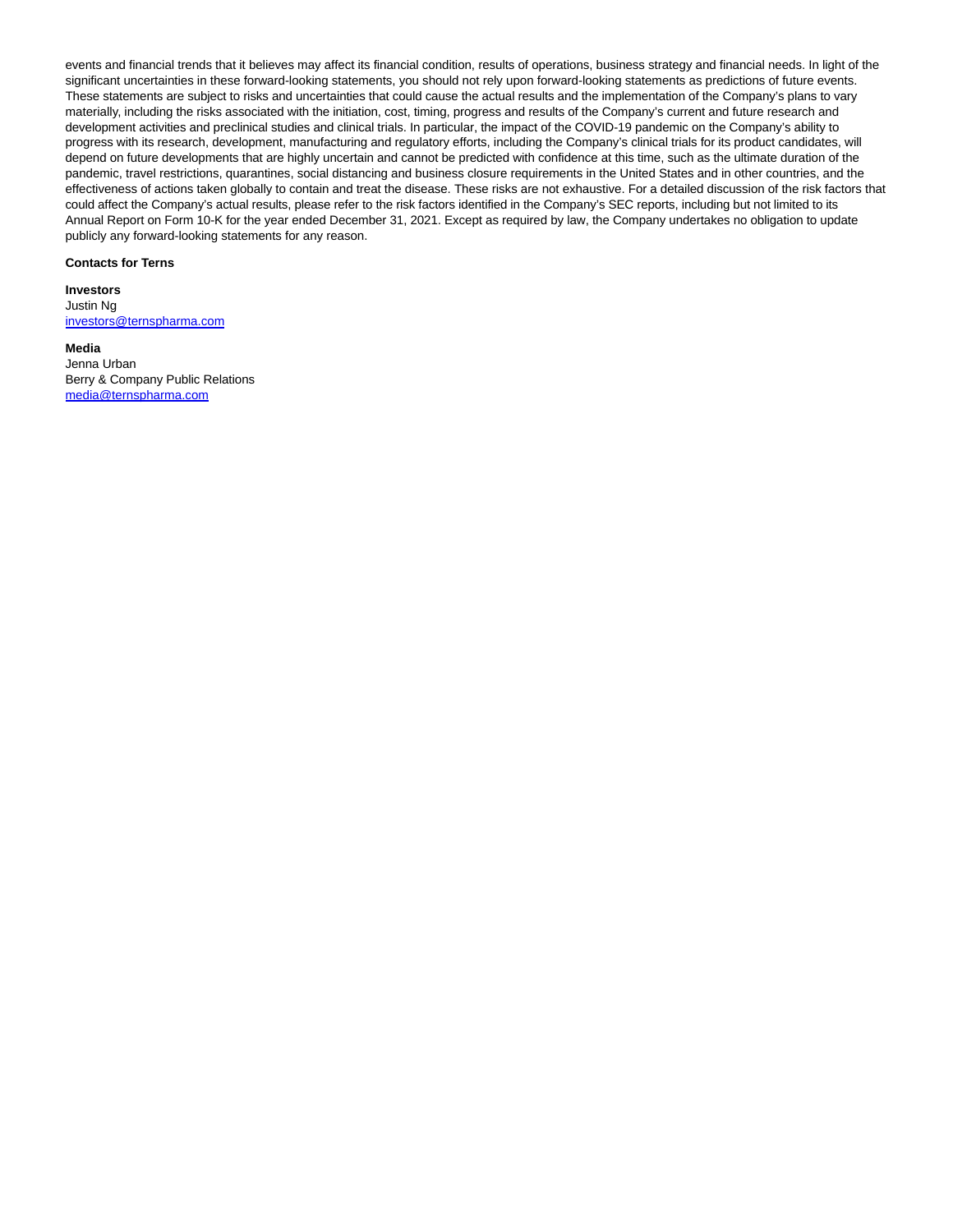events and financial trends that it believes may affect its financial condition, results of operations, business strategy and financial needs. In light of the significant uncertainties in these forward-looking statements, you should not rely upon forward-looking statements as predictions of future events. These statements are subject to risks and uncertainties that could cause the actual results and the implementation of the Company's plans to vary materially, including the risks associated with the initiation, cost, timing, progress and results of the Company's current and future research and development activities and preclinical studies and clinical trials. In particular, the impact of the COVID-19 pandemic on the Company's ability to progress with its research, development, manufacturing and regulatory efforts, including the Company's clinical trials for its product candidates, will depend on future developments that are highly uncertain and cannot be predicted with confidence at this time, such as the ultimate duration of the pandemic, travel restrictions, quarantines, social distancing and business closure requirements in the United States and in other countries, and the effectiveness of actions taken globally to contain and treat the disease. These risks are not exhaustive. For a detailed discussion of the risk factors that could affect the Company's actual results, please refer to the risk factors identified in the Company's SEC reports, including but not limited to its Annual Report on Form 10-K for the year ended December 31, 2021. Except as required by law, the Company undertakes no obligation to update publicly any forward-looking statements for any reason.

**Contacts for Terns**

**Investors**
Justin Ng
investors@ternspharma.com

**Media**
Jenna Urban
Berry & Company Public Relations
media@ternspharma.com